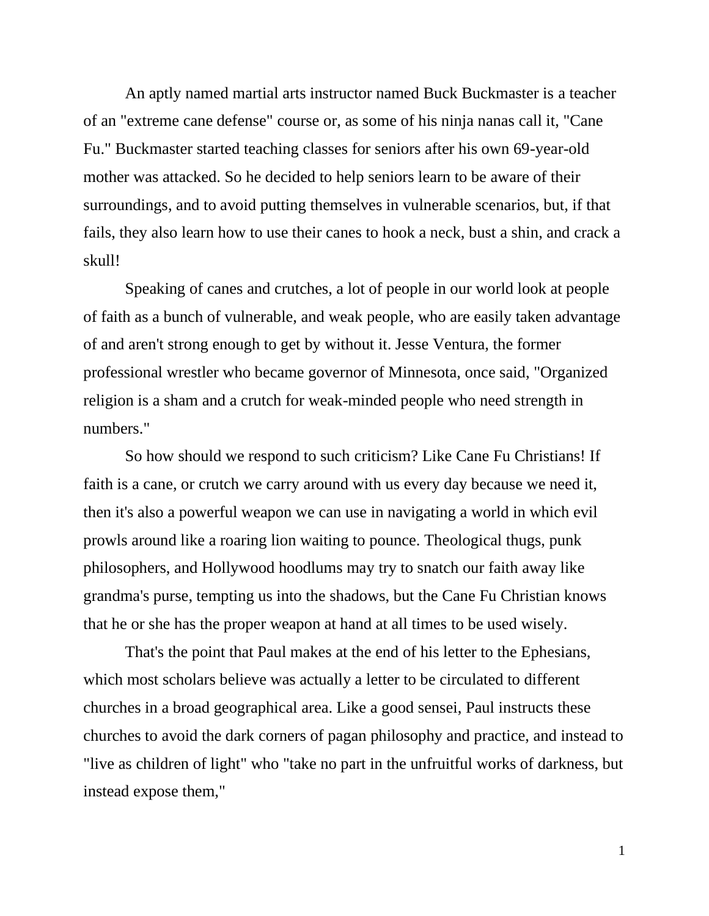An aptly named martial arts instructor named Buck Buckmaster is a teacher of an "extreme cane defense" course or, as some of his ninja nanas call it, "Cane Fu." Buckmaster started teaching classes for seniors after his own 69-year-old mother was attacked. So he decided to help seniors learn to be aware of their surroundings, and to avoid putting themselves in vulnerable scenarios, but, if that fails, they also learn how to use their canes to hook a neck, bust a shin, and crack a skull!

Speaking of canes and crutches, a lot of people in our world look at people of faith as a bunch of vulnerable, and weak people, who are easily taken advantage of and aren't strong enough to get by without it. Jesse Ventura, the former professional wrestler who became governor of Minnesota, once said, "Organized religion is a sham and a crutch for weak-minded people who need strength in numbers."

So how should we respond to such criticism? Like Cane Fu Christians! If faith is a cane, or crutch we carry around with us every day because we need it, then it's also a powerful weapon we can use in navigating a world in which evil prowls around like a roaring lion waiting to pounce. Theological thugs, punk philosophers, and Hollywood hoodlums may try to snatch our faith away like grandma's purse, tempting us into the shadows, but the Cane Fu Christian knows that he or she has the proper weapon at hand at all times to be used wisely.

That's the point that Paul makes at the end of his letter to the Ephesians, which most scholars believe was actually a letter to be circulated to different churches in a broad geographical area. Like a good sensei, Paul instructs these churches to avoid the dark corners of pagan philosophy and practice, and instead to "live as children of light" who "take no part in the unfruitful works of darkness, but instead expose them,"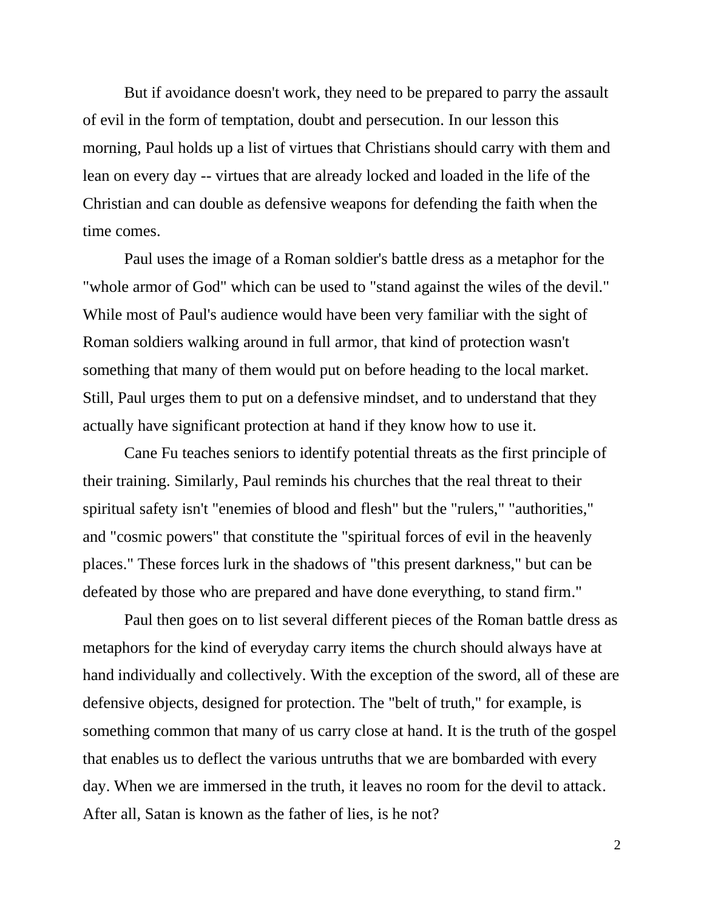But if avoidance doesn't work, they need to be prepared to parry the assault of evil in the form of temptation, doubt and persecution. In our lesson this morning, Paul holds up a list of virtues that Christians should carry with them and lean on every day -- virtues that are already locked and loaded in the life of the Christian and can double as defensive weapons for defending the faith when the time comes.

Paul uses the image of a Roman soldier's battle dress as a metaphor for the "whole armor of God" which can be used to "stand against the wiles of the devil." While most of Paul's audience would have been very familiar with the sight of Roman soldiers walking around in full armor, that kind of protection wasn't something that many of them would put on before heading to the local market. Still, Paul urges them to put on a defensive mindset, and to understand that they actually have significant protection at hand if they know how to use it.

Cane Fu teaches seniors to identify potential threats as the first principle of their training. Similarly, Paul reminds his churches that the real threat to their spiritual safety isn't "enemies of blood and flesh" but the "rulers," "authorities," and "cosmic powers" that constitute the "spiritual forces of evil in the heavenly places." These forces lurk in the shadows of "this present darkness," but can be defeated by those who are prepared and have done everything, to stand firm."

Paul then goes on to list several different pieces of the Roman battle dress as metaphors for the kind of everyday carry items the church should always have at hand individually and collectively. With the exception of the sword, all of these are defensive objects, designed for protection. The "belt of truth," for example, is something common that many of us carry close at hand. It is the truth of the gospel that enables us to deflect the various untruths that we are bombarded with every day. When we are immersed in the truth, it leaves no room for the devil to attack. After all, Satan is known as the father of lies, is he not?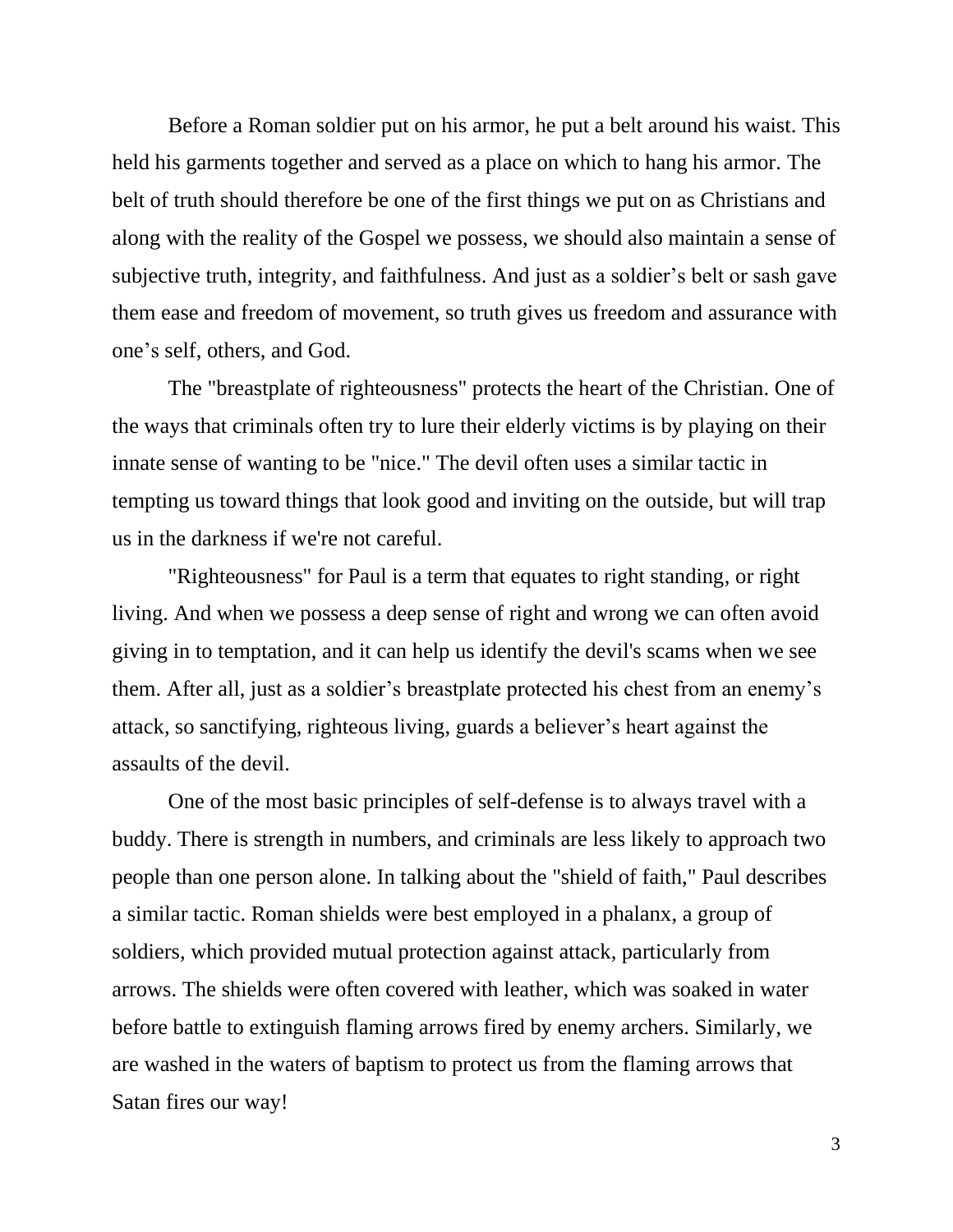Before a Roman soldier put on his armor, he put a belt around his waist. This held his garments together and served as a place on which to hang his armor. The belt of truth should therefore be one of the first things we put on as Christians and along with the reality of the Gospel we possess, we should also maintain a sense of subjective truth, integrity, and faithfulness. And just as a soldier's belt or sash gave them ease and freedom of movement, so truth gives us freedom and assurance with one's self, others, and God.

The "breastplate of righteousness" protects the heart of the Christian. One of the ways that criminals often try to lure their elderly victims is by playing on their innate sense of wanting to be "nice." The devil often uses a similar tactic in tempting us toward things that look good and inviting on the outside, but will trap us in the darkness if we're not careful.

"Righteousness" for Paul is a term that equates to right standing, or right living. And when we possess a deep sense of right and wrong we can often avoid giving in to temptation, and it can help us identify the devil's scams when we see them. After all, just as a soldier's breastplate protected his chest from an enemy's attack, so sanctifying, righteous living, guards a believer's heart against the assaults of the devil.

One of the most basic principles of self-defense is to always travel with a buddy. There is strength in numbers, and criminals are less likely to approach two people than one person alone. In talking about the "shield of faith," Paul describes a similar tactic. Roman shields were best employed in a phalanx, a group of soldiers, which provided mutual protection against attack, particularly from arrows. The shields were often covered with leather, which was soaked in water before battle to extinguish flaming arrows fired by enemy archers. Similarly, we are washed in the waters of baptism to protect us from the flaming arrows that Satan fires our way!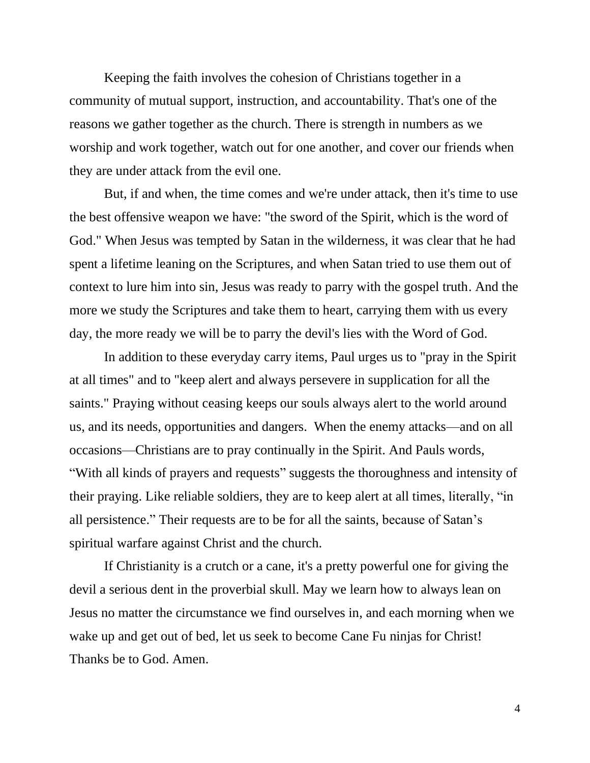Keeping the faith involves the cohesion of Christians together in a community of mutual support, instruction, and accountability. That's one of the reasons we gather together as the church. There is strength in numbers as we worship and work together, watch out for one another, and cover our friends when they are under attack from the evil one.

But, if and when, the time comes and we're under attack, then it's time to use the best offensive weapon we have: "the sword of the Spirit, which is the word of God." When Jesus was tempted by Satan in the wilderness, it was clear that he had spent a lifetime leaning on the Scriptures, and when Satan tried to use them out of context to lure him into sin, Jesus was ready to parry with the gospel truth. And the more we study the Scriptures and take them to heart, carrying them with us every day, the more ready we will be to parry the devil's lies with the Word of God.

In addition to these everyday carry items, Paul urges us to "pray in the Spirit at all times" and to "keep alert and always persevere in supplication for all the saints." Praying without ceasing keeps our souls always alert to the world around us, and its needs, opportunities and dangers. When the enemy attacks—and on all occasions—Christians are to pray continually in the Spirit. And Pauls words, "With all kinds of prayers and requests" suggests the thoroughness and intensity of their praying. Like reliable soldiers, they are to keep alert at all times, literally, "in all persistence." Their requests are to be for all the saints, because of Satan's spiritual warfare against Christ and the church.

If Christianity is a crutch or a cane, it's a pretty powerful one for giving the devil a serious dent in the proverbial skull. May we learn how to always lean on Jesus no matter the circumstance we find ourselves in, and each morning when we wake up and get out of bed, let us seek to become Cane Fu ninjas for Christ! Thanks be to God. Amen.